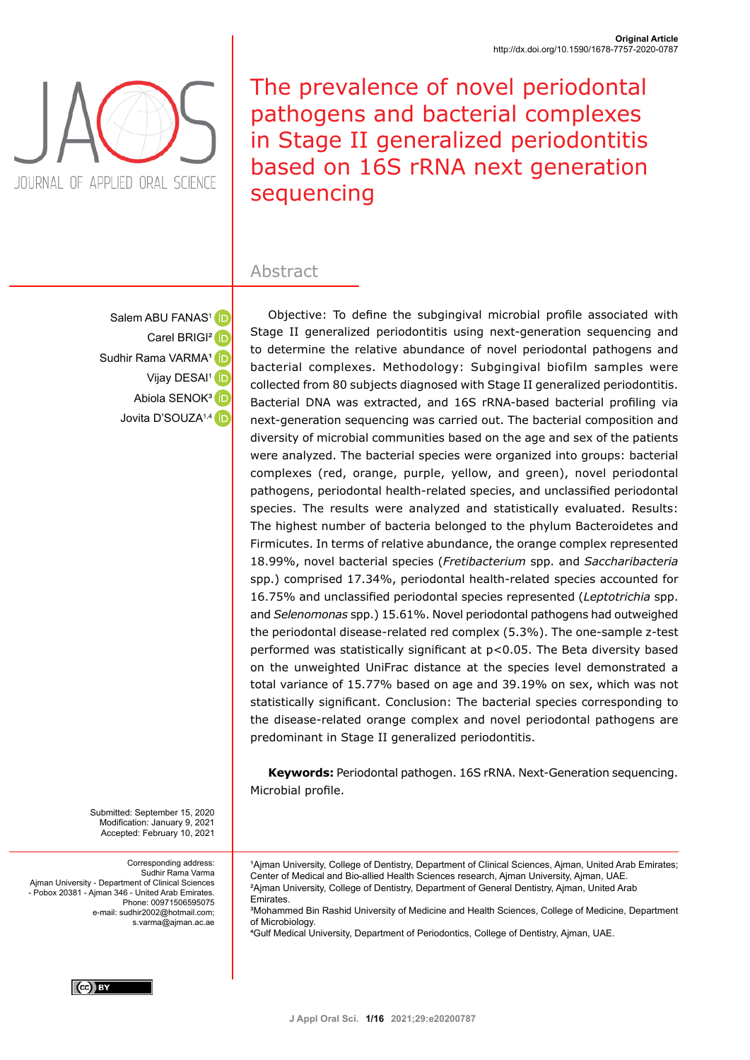Original Article
http://dx.doi.org/10.1590/1678-7757-2020-0787

# The prevalence of novel periodontal pathogens and bacterial complexes in Stage II generalized periodontitis based on 16S rRNA next generation sequencing

Salem ABU FANAS[1]
Carel BRIGI[2]
Sudhir Rama VARMA[1]
Vijay DESAI[1]
Abiola SENOK[3]
Jovita D'SOUZA[1,4]

## Abstract

Objective: To define the subgingival microbial profile associated with Stage II generalized periodontitis using next-generation sequencing and to determine the relative abundance of novel periodontal pathogens and bacterial complexes. Methodology: Subgingival biofilm samples were collected from 80 subjects diagnosed with Stage II generalized periodontitis. Bacterial DNA was extracted, and 16S rRNA-based bacterial profiling via next-generation sequencing was carried out. The bacterial composition and diversity of microbial communities based on the age and sex of the patients were analyzed. The bacterial species were organized into groups: bacterial complexes (red, orange, purple, yellow, and green), novel periodontal pathogens, periodontal health-related species, and unclassified periodontal species. The results were analyzed and statistically evaluated. Results: The highest number of bacteria belonged to the phylum Bacteroidetes and Firmicutes. In terms of relative abundance, the orange complex represented 18.99%, novel bacterial species (*Fretibacterium* spp. and *Saccharibacteria* spp.) comprised 17.34%, periodontal health-related species accounted for 16.75% and unclassified periodontal species represented (*Leptotrichia* spp. and *Selenomonas* spp.) 15.61%. Novel periodontal pathogens had outweighed the periodontal disease-related red complex (5.3%). The one-sample z-test performed was statistically significant at $p<0.05$. The Beta diversity based on the unweighted UniFrac distance at the species level demonstrated a total variance of 15.77% based on age and 39.19% on sex, which was not statistically significant. Conclusion: The bacterial species corresponding to the disease-related orange complex and novel periodontal pathogens are predominant in Stage II generalized periodontitis.

**Keywords:** Periodontal pathogen. 16S rRNA. Next-Generation sequencing. Microbial profile.

Submitted: September 15, 2020
Modification: January 9, 2021
Accepted: February 10, 2021

Corresponding address:
Sudhir Rama Varma
Ajman University - Department of Clinical Sciences
- Pobox 20381 - Ajman 346 - United Arab Emirates.
Phone: 00971506595075
e-mail: sudhir2002@hotmail.com;
s.varma@ajman.ac.ae

[1]Ajman University, College of Dentistry, Department of Clinical Sciences, Ajman, United Arab Emirates; Center of Medical and Bio-allied Health Sciences research, Ajman University, Ajman, UAE.
[2]Ajman University, College of Dentistry, Department of General Dentistry, Ajman, United Arab Emirates.
[3]Mohammed Bin Rashid University of Medicine and Health Sciences, College of Medicine, Department of Microbiology.
[4]Gulf Medical University, Department of Periodontics, College of Dentistry, Ajman, UAE.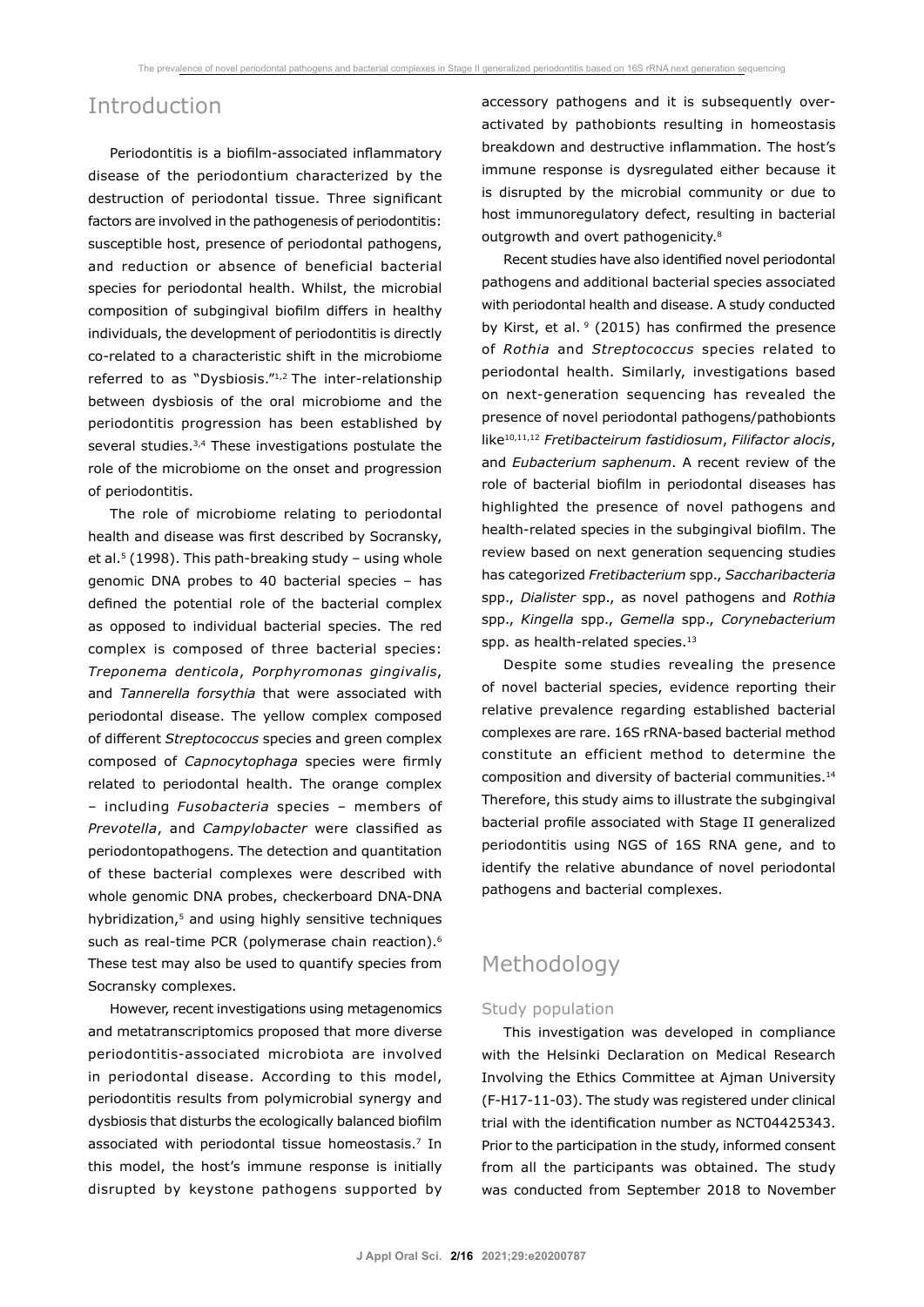## Introduction

Periodontitis is a biofilm-associated inflammatory disease of the periodontium characterized by the destruction of periodontal tissue. Three significant factors are involved in the pathogenesis of periodontitis: susceptible host, presence of periodontal pathogens, and reduction or absence of beneficial bacterial species for periodontal health. Whilst, the microbial composition of subgingival biofilm differs in healthy individuals, the development of periodontitis is directly co-related to a characteristic shift in the microbiome referred to as "Dysbiosis."[1,2] The inter-relationship between dysbiosis of the oral microbiome and the periodontitis progression has been established by several studies.[3,4] These investigations postulate the role of the microbiome on the onset and progression of periodontitis.

The role of microbiome relating to periodontal health and disease was first described by Socransky, et al.[5] (1998). This path-breaking study – using whole genomic DNA probes to 40 bacterial species – has defined the potential role of the bacterial complex as opposed to individual bacterial species. The red complex is composed of three bacterial species: *Treponema denticola*, *Porphyromonas gingivalis*, and *Tannerella forsythia* that were associated with periodontal disease. The yellow complex composed of different *Streptococcus* species and green complex composed of *Capnocytophaga* species were firmly related to periodontal health. The orange complex – including *Fusobacteria* species – members of *Prevotella*, and *Campylobacter* were classified as periodontopathogens. The detection and quantitation of these bacterial complexes were described with whole genomic DNA probes, checkerboard DNA-DNA hybridization,[5] and using highly sensitive techniques such as real-time PCR (polymerase chain reaction).[6] These test may also be used to quantify species from Socransky complexes.

However, recent investigations using metagenomics and metatranscriptomics proposed that more diverse periodontitis-associated microbiota are involved in periodontal disease. According to this model, periodontitis results from polymicrobial synergy and dysbiosis that disturbs the ecologically balanced biofilm associated with periodontal tissue homeostasis.[7] In this model, the host's immune response is initially disrupted by keystone pathogens supported by accessory pathogens and it is subsequently over-activated by pathobionts resulting in homeostasis breakdown and destructive inflammation. The host's immune response is dysregulated either because it is disrupted by the microbial community or due to host immunoregulatory defect, resulting in bacterial outgrowth and overt pathogenicity.[8]

Recent studies have also identified novel periodontal pathogens and additional bacterial species associated with periodontal health and disease. A study conducted by Kirst, et al.[9] (2015) has confirmed the presence of *Rothia* and *Streptococcus* species related to periodontal health. Similarly, investigations based on next-generation sequencing has revealed the presence of novel periodontal pathogens/pathobionts like[10,11,12] *Fretibacteirum fastidiosum*, *Filifactor alocis*, and *Eubacterium saphenum*. A recent review of the role of bacterial biofilm in periodontal diseases has highlighted the presence of novel pathogens and health-related species in the subgingival biofilm. The review based on next generation sequencing studies has categorized *Fretibacterium* spp., *Saccharibacteria* spp., *Dialister* spp., as novel pathogens and *Rothia* spp., *Kingella* spp., *Gemella* spp., *Corynebacterium* spp. as health-related species.[13]

Despite some studies revealing the presence of novel bacterial species, evidence reporting their relative prevalence regarding established bacterial complexes are rare. 16S rRNA-based bacterial method constitute an efficient method to determine the composition and diversity of bacterial communities.[14] Therefore, this study aims to illustrate the subgingival bacterial profile associated with Stage II generalized periodontitis using NGS of 16S RNA gene, and to identify the relative abundance of novel periodontal pathogens and bacterial complexes.

## Methodology

### Study population

This investigation was developed in compliance with the Helsinki Declaration on Medical Research Involving the Ethics Committee at Ajman University (F-H17-11-03). The study was registered under clinical trial with the identification number as NCT04425343. Prior to the participation in the study, informed consent from all the participants was obtained. The study was conducted from September 2018 to November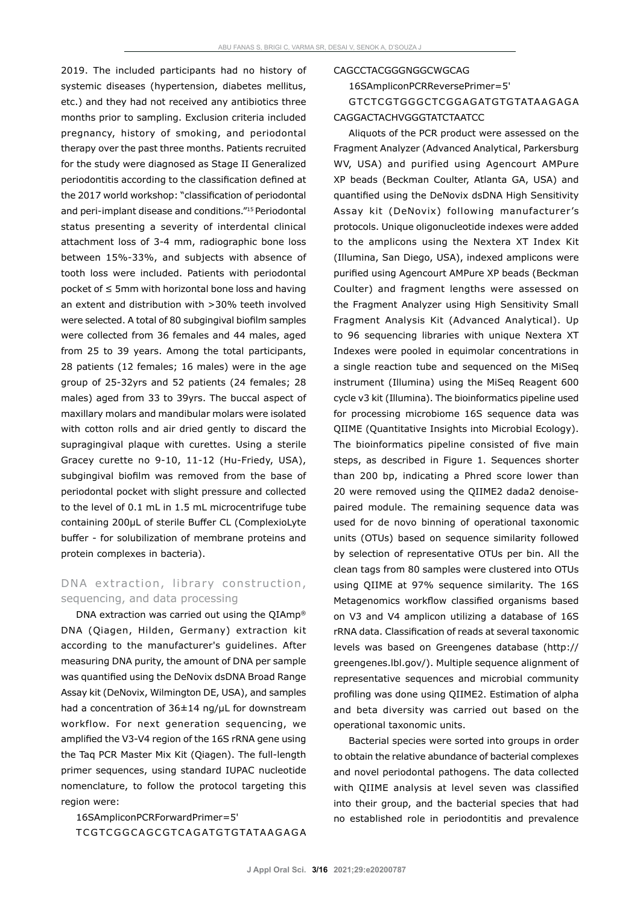2019. The included participants had no history of systemic diseases (hypertension, diabetes mellitus, etc.) and they had not received any antibiotics three months prior to sampling. Exclusion criteria included pregnancy, history of smoking, and periodontal therapy over the past three months. Patients recruited for the study were diagnosed as Stage II Generalized periodontitis according to the classification defined at the 2017 world workshop: "classification of periodontal and peri-implant disease and conditions."[15] Periodontal status presenting a severity of interdental clinical attachment loss of 3-4 mm, radiographic bone loss between 15%-33%, and subjects with absence of tooth loss were included. Patients with periodontal pocket of ≤ 5mm with horizontal bone loss and having an extent and distribution with >30% teeth involved were selected. A total of 80 subgingival biofilm samples were collected from 36 females and 44 males, aged from 25 to 39 years. Among the total participants, 28 patients (12 females; 16 males) were in the age group of 25-32yrs and 52 patients (24 females; 28 males) aged from 33 to 39yrs. The buccal aspect of maxillary molars and mandibular molars were isolated with cotton rolls and air dried gently to discard the supragingival plaque with curettes. Using a sterile Gracey curette no 9-10, 11-12 (Hu-Friedy, USA), subgingival biofilm was removed from the base of periodontal pocket with slight pressure and collected to the level of 0.1 mL in 1.5 mL microcentrifuge tube containing 200μL of sterile Buffer CL (ComplexioLyte buffer - for solubilization of membrane proteins and protein complexes in bacteria).

## DNA extraction, library construction, sequencing, and data processing

DNA extraction was carried out using the QIAmp® DNA (Qiagen, Hilden, Germany) extraction kit according to the manufacturer's guidelines. After measuring DNA purity, the amount of DNA per sample was quantified using the DeNovix dsDNA Broad Range Assay kit (DeNovix, Wilmington DE, USA), and samples had a concentration of 36±14 ng/μL for downstream workflow. For next generation sequencing, we amplified the V3-V4 region of the 16S rRNA gene using the Taq PCR Master Mix Kit (Qiagen). The full-length primer sequences, using standard IUPAC nucleotide nomenclature, to follow the protocol targeting this region were:

16SAmpliconPCRForwardPrimer=5' TCGTCGGCAGCGTCAGATGTGTATAAGAGACAGCCTACGGGNGGCWGCAG

16SAmpliconPCRReversePrimer=5' GTCTCGTGGGCTCGGAGATGTGTATAAGAGACAGGACTACHVGGGTATCTAATCC

Aliquots of the PCR product were assessed on the Fragment Analyzer (Advanced Analytical, Parkersburg WV, USA) and purified using Agencourt AMPure XP beads (Beckman Coulter, Atlanta GA, USA) and quantified using the DeNovix dsDNA High Sensitivity Assay kit (DeNovix) following manufacturer's protocols. Unique oligonucleotide indexes were added to the amplicons using the Nextera XT Index Kit (Illumina, San Diego, USA), indexed amplicons were purified using Agencourt AMPure XP beads (Beckman Coulter) and fragment lengths were assessed on the Fragment Analyzer using High Sensitivity Small Fragment Analysis Kit (Advanced Analytical). Up to 96 sequencing libraries with unique Nextera XT Indexes were pooled in equimolar concentrations in a single reaction tube and sequenced on the MiSeq instrument (Illumina) using the MiSeq Reagent 600 cycle v3 kit (Illumina). The bioinformatics pipeline used for processing microbiome 16S sequence data was QIIME (Quantitative Insights into Microbial Ecology). The bioinformatics pipeline consisted of five main steps, as described in Figure 1. Sequences shorter than 200 bp, indicating a Phred score lower than 20 were removed using the QIIME2 dada2 denoise-paired module. The remaining sequence data was used for de novo binning of operational taxonomic units (OTUs) based on sequence similarity followed by selection of representative OTUs per bin. All the clean tags from 80 samples were clustered into OTUs using QIIME at 97% sequence similarity. The 16S Metagenomics workflow classified organisms based on V3 and V4 amplicon utilizing a database of 16S rRNA data. Classification of reads at several taxonomic levels was based on Greengenes database (http://greengenes.lbl.gov/). Multiple sequence alignment of representative sequences and microbial community profiling was done using QIIME2. Estimation of alpha and beta diversity was carried out based on the operational taxonomic units.

Bacterial species were sorted into groups in order to obtain the relative abundance of bacterial complexes and novel periodontal pathogens. The data collected with QIIME analysis at level seven was classified into their group, and the bacterial species that had no established role in periodontitis and prevalence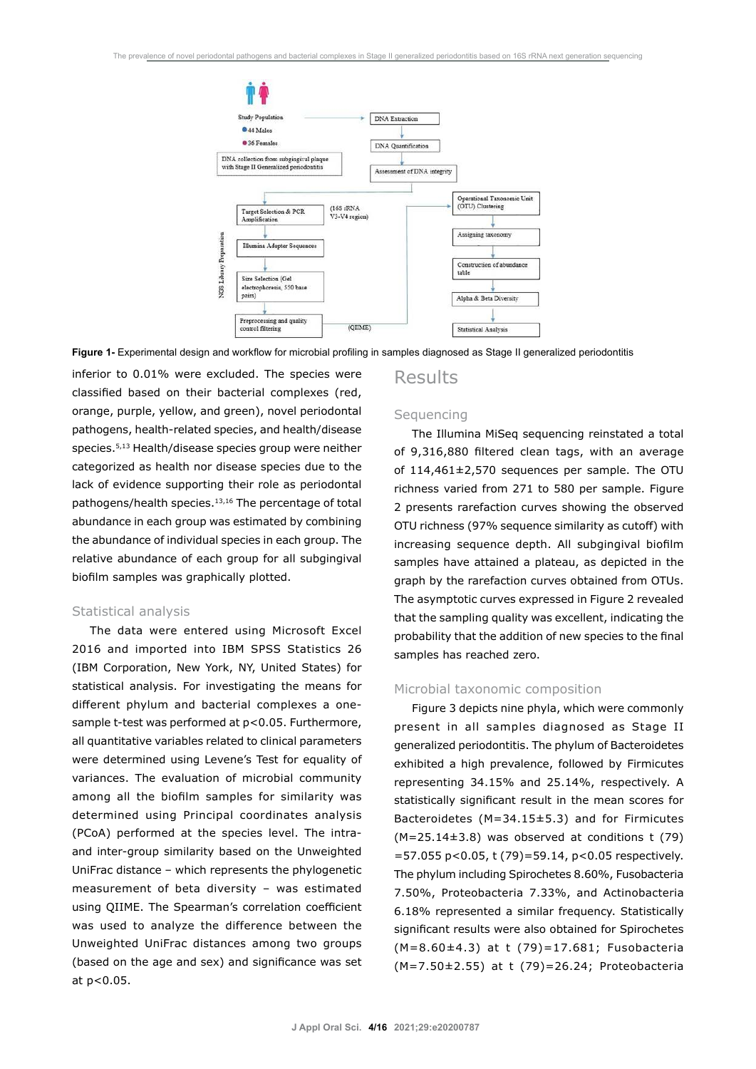Figure 1- Experimental design and workflow for microbial profiling in samples diagnosed as Stage II generalized periodontitis

inferior to 0.01% were excluded. The species were classified based on their bacterial complexes (red, orange, purple, yellow, and green), novel periodontal pathogens, health-related species, and health/disease species.[5,13] Health/disease species group were neither categorized as health nor disease species due to the lack of evidence supporting their role as periodontal pathogens/health species.[13,16] The percentage of total abundance in each group was estimated by combining the abundance of individual species in each group. The relative abundance of each group for all subgingival biofilm samples was graphically plotted.

### Statistical analysis

The data were entered using Microsoft Excel 2016 and imported into IBM SPSS Statistics 26 (IBM Corporation, New York, NY, United States) for statistical analysis. For investigating the means for different phylum and bacterial complexes a one-sample t-test was performed at $p<0.05$. Furthermore, all quantitative variables related to clinical parameters were determined using Levene's Test for equality of variances. The evaluation of microbial community among all the biofilm samples for similarity was determined using Principal coordinates analysis (PCoA) performed at the species level. The intra- and inter-group similarity based on the Unweighted UniFrac distance – which represents the phylogenetic measurement of beta diversity – was estimated using QIIME. The Spearman's correlation coefficient was used to analyze the difference between the Unweighted UniFrac distances among two groups (based on the age and sex) and significance was set at $p<0.05$.

## Results

### Sequencing

The Illumina MiSeq sequencing reinstated a total of 9,316,880 filtered clean tags, with an average of 114,461±2,570 sequences per sample. The OTU richness varied from 271 to 580 per sample. Figure 2 presents rarefaction curves showing the observed OTU richness (97% sequence similarity as cutoff) with increasing sequence depth. All subgingival biofilm samples have attained a plateau, as depicted in the graph by the rarefaction curves obtained from OTUs. The asymptotic curves expressed in Figure 2 revealed that the sampling quality was excellent, indicating the probability that the addition of new species to the final samples has reached zero.

### Microbial taxonomic composition

Figure 3 depicts nine phyla, which were commonly present in all samples diagnosed as Stage II generalized periodontitis. The phylum of Bacteroidetes exhibited a high prevalence, followed by Firmicutes representing 34.15% and 25.14%, respectively. A statistically significant result in the mean scores for Bacteroidetes (M=34.15±5.3) and for Firmicutes (M=25.14±3.8) was observed at conditions $t(79)=57.055$ $p<0.05$, $t(79)=59.14$, $p<0.05$ respectively. The phylum including Spirochetes 8.60%, Fusobacteria 7.50%, Proteobacteria 7.33%, and Actinobacteria 6.18% represented a similar frequency. Statistically significant results were also obtained for Spirochetes (M=8.60±4.3) at $t(79)=17.681$; Fusobacteria (M=7.50±2.55) at $t(79)=26.24$; Proteobacteria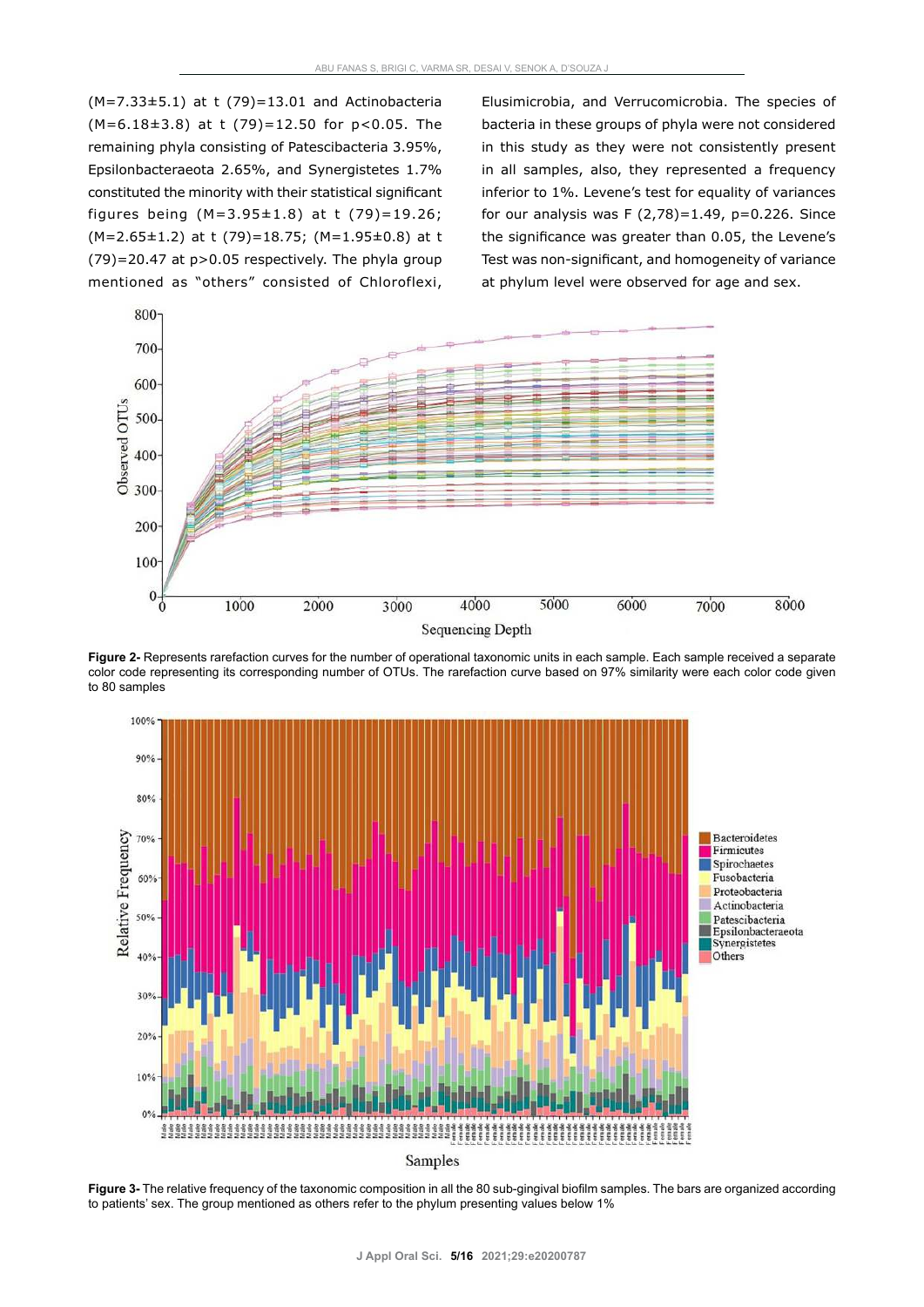(M=7.33±5.1) at t (79)=13.01 and Actinobacteria (M=6.18±3.8) at t (79)=12.50 for $p<0.05$. The remaining phyla consisting of Patescibacteria 3.95%, Epsilonbacteraeota 2.65%, and Synergistetes 1.7% constituted the minority with their statistical significant figures being (M=3.95±1.8) at t (79)=19.26; (M=2.65±1.2) at t (79)=18.75; (M=1.95±0.8) at t (79)=20.47 at $p>0.05$ respectively. The phyla group mentioned as "others" consisted of Chloroflexi, Elusimicrobia, and Verrucomicrobia. The species of bacteria in these groups of phyla were not considered in this study as they were not consistently present in all samples, also, they represented a frequency inferior to 1%. Levene's test for equality of variances for our analysis was $F(2,78)=1.49$, $p=0.226$. Since the significance was greater than 0.05, the Levene's Test was non-significant, and homogeneity of variance at phylum level were observed for age and sex.

**Figure 2-** Represents rarefaction curves for the number of operational taxonomic units in each sample. Each sample received a separate color code representing its corresponding number of OTUs. The rarefaction curve based on 97% similarity were each color code given to 80 samples

**Figure 3-** The relative frequency of the taxonomic composition in all the 80 sub-gingival biofilm samples. The bars are organized according to patients' sex. The group mentioned as others refer to the phylum presenting values below 1%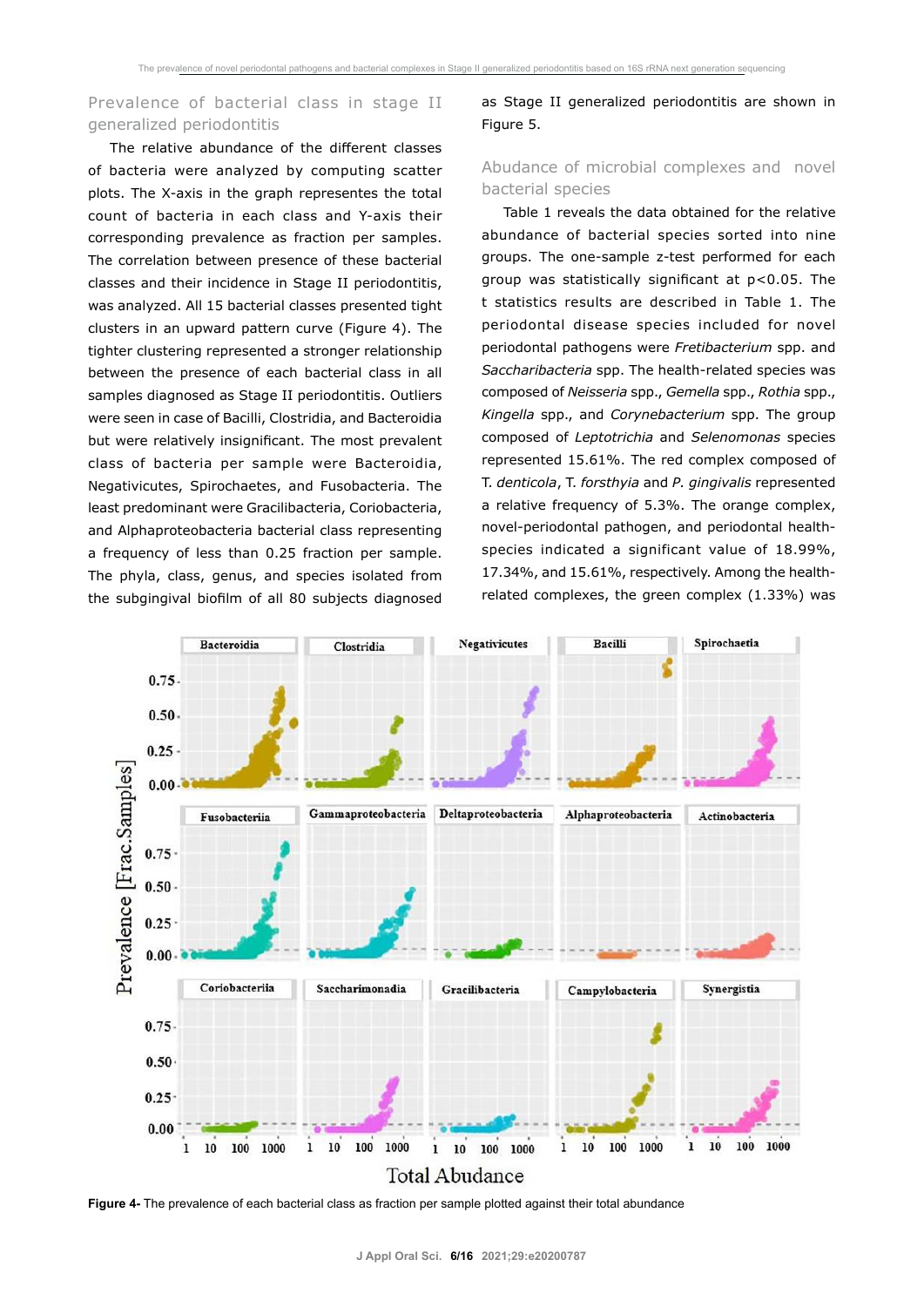## Prevalence of bacterial class in stage II generalized periodontitis

The relative abundance of the different classes of bacteria were analyzed by computing scatter plots. The X-axis in the graph representes the total count of bacteria in each class and Y-axis their corresponding prevalence as fraction per samples. The correlation between presence of these bacterial classes and their incidence in Stage II periodontitis, was analyzed. All 15 bacterial classes presented tight clusters in an upward pattern curve (Figure 4). The tighter clustering represented a stronger relationship between the presence of each bacterial class in all samples diagnosed as Stage II periodontitis. Outliers were seen in case of Bacilli, Clostridia, and Bacteroidia but were relatively insignificant. The most prevalent class of bacteria per sample were Bacteroidia, Negativicutes, Spirochaetes, and Fusobacteria. The least predominant were Gracilibacteria, Coriobacteria, and Alphaproteobacteria bacterial class representing a frequency of less than 0.25 fraction per sample. The phyla, class, genus, and species isolated from the subgingival biofilm of all 80 subjects diagnosed as Stage II generalized periodontitis are shown in Figure 5.

## Abudance of microbial complexes and novel bacterial species

Table 1 reveals the data obtained for the relative abundance of bacterial species sorted into nine groups. The one-sample z-test performed for each group was statistically significant at $p<0.05$. The t statistics results are described in Table 1. The periodontal disease species included for novel periodontal pathogens were *Fretibacterium* spp. and *Saccharibacteria* spp. The health-related species was composed of *Neisseria* spp., *Gemella* spp., *Rothia* spp., *Kingella* spp., and *Corynebacterium* spp. The group composed of *Leptotrichia* and *Selenomonas* species represented 15.61%. The red complex composed of T. *denticola*, T. *forsthyia* and *P. gingivalis* represented a relative frequency of 5.3%. The orange complex, novel-periodontal pathogen, and periodontal health-species indicated a significant value of 18.99%, 17.34%, and 15.61%, respectively. Among the health-related complexes, the green complex (1.33%) was

**Figure 4-** The prevalence of each bacterial class as fraction per sample plotted against their total abundance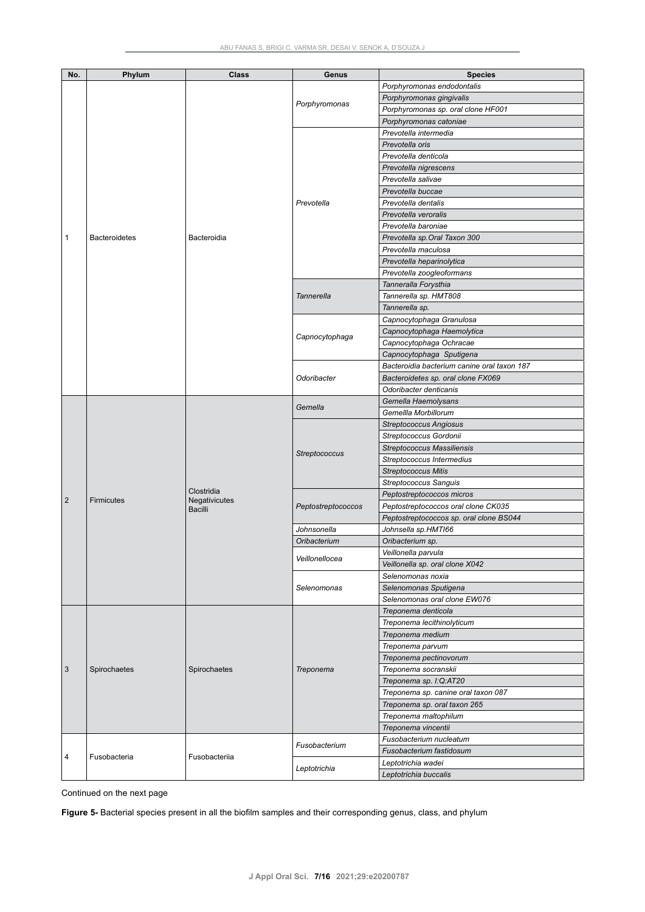| No. | Phylum | Class | Genus | Species |
|---|---|---|---|---|
| 1 | Bacteroidetes | Bacteroidia | *Porphyromonas* | *Porphyromonas endodontalis* |
| | | | | *Porphyromonas gingivalis* |
| | | | | *Porphyromonas sp. oral clone HF001* |
| | | | | *Porphyromonas catoniae* |
| | | | *Prevotella* | *Prevotella intermedia* |
| | | | | *Prevotella oris* |
| | | | | *Prevotella denticola* |
| | | | | *Prevotella nigrescens* |
| | | | | *Prevotella salivae* |
| | | | | *Prevotella buccae* |
| | | | | *Prevotella dentalis* |
| | | | | *Prevotella veroralis* |
| | | | | *Prevotella baroniae* |
| | | | | *Prevotella sp.Oral Taxon 300* |
| | | | | *Prevotella maculosa* |
| | | | | *Prevotella heparinolytica* |
| | | | | *Prevotella zoogleoformans* |
| | | | *Tannerella* | *Tanneralla Forsythia* |
| | | | | *Tannerella sp. HMT808* |
| | | | | *Tannerella sp.* |
| | | | *Capnocytophaga* | *Capnocytophaga Granulosa* |
| | | | | *Capnocytophaga Haemolytica* |
| | | | | *Capnocytophaga Ochracae* |
| | | | | *Capnocytophaga Sputigena* |
| | | | *Odoribacter* | *Bacteroidia bacterium canine oral taxon 187* |
| | | | | *Bacteroidetes sp. oral clone FX069* |
| | | | | *Odoribacter denticanis* |
| 2 | Firmicutes | Clostridia Negativicutes Bacilli | *Gemella* | *Gemella Haemolysans* |
| | | | | *Gemellla Morbillorum* |
| | | | *Streptococcus* | *Streptococcus Angiosus* |
| | | | | *Streptococcus Gordonii* |
| | | | | *Streptococcus Massiliensis* |
| | | | | *Streptococcus Intermedius* |
| | | | | *Streptococcus Mitis* |
| | | | | *Streptococcus Sanguis* |
| | | | *Peptostreptococcos* | *Peptostreptococcos micros* |
| | | | | *Peptostreptococcos oral clone CK035* |
| | | | | *Peptostreptococcos sp. oral clone BS044* |
| | | | *Johnsonella* | *Johnsella sp.HMTI66* |
| | | | *Oribacterium* | *Oribacterium sp.* |
| | | | *Veillonellocea* | *Veillonella parvula* |
| | | | | *Veillonella sp. oral clone X042* |
| | | | *Selenomonas* | *Selenomonas noxia* |
| | | | | *Selenomonas Sputigena* |
| | | | | *Selenomonas oral clone EW076* |
| 3 | Spirochaetes | Spirochaetes | *Treponema* | *Treponema denticola* |
| | | | | *Treponema lecithinolyticum* |
| | | | | *Treponema medium* |
| | | | | *Treponema parvum* |
| | | | | *Treponema pectinovorum* |
| | | | | *Treponema socranskii* |
| | | | | *Treponema sp. I:Q:AT20* |
| | | | | *Treponema sp. canine oral taxon 087* |
| | | | | *Treponema sp. oral taxon 265* |
| | | | | *Treponema maltophilum* |
| | | | | *Treponema vincentii* |
| 4 | Fusobacteria | Fusobacteriia | *Fusobacterium* | *Fusobacterium nucleatum* |
| | | | | *Fusobacterium fastidosum* |
| | | | *Leptotrichia* | *Leptotrichia wadei* |
| | | | | *Leptotrichia buccalis* |

Continued on the next page

**Figure 5-** Bacterial species present in all the biofilm samples and their corresponding genus, class, and phylum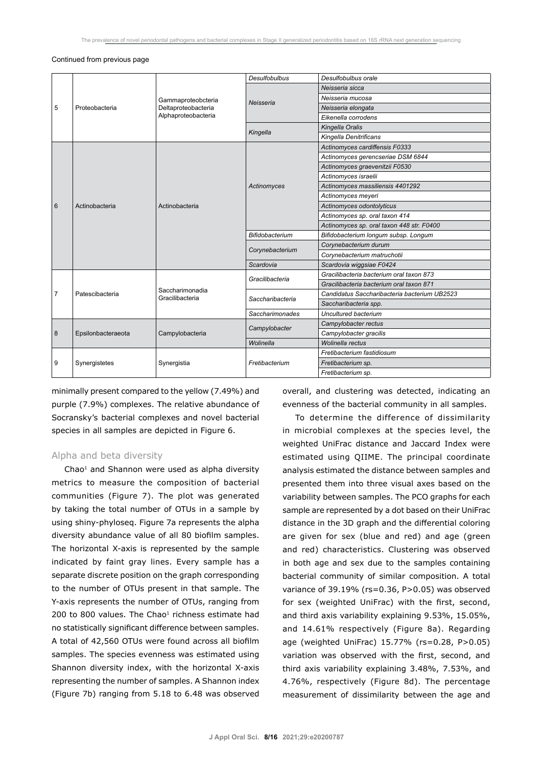Continued from previous page

| | | | | |
|---|---|---|---|---|
| 5 | Proteobacteria | Gammaproteobcteria Deltaproteobacteria Alphaproteobacteria | *Desulfobulbus* | *Desulfobulbus orale* |
| | | | *Neisseria* | *Neisseria sicca* |
| | | | | *Neisseria mucosa* |
| | | | | *Neisseria elongata* |
| | | | | *Eikenella corrodens* |
| | | | *Kingella* | *Kingella Oralis* |
| | | | | *Kingella Denitrificans* |
| 6 | Actinobacteria | Actinobacteria | *Actinomyces* | *Actinomyces cardiffensis F0333* |
| | | | | *Actinomyces gerencseriae DSM 6844* |
| | | | | *Actinomyces graevenitzii F0530* |
| | | | | *Actinomyces israelii* |
| | | | | *Actinomyces massiliensis 4401292* |
| | | | | *Actinomyces meyeri* |
| | | | | *Actinomyces odontolyticus* |
| | | | | *Actinomyces sp. oral taxon 414* |
| | | | | *Actinomyces sp. oral taxon 448 str. F0400* |
| | | | *Bifidobacterium* | *Bifidobacterium longum subsp. Longum* |
| | | | *Corynebacterium* | *Corynebacterium durum* |
| | | | | *Corynebacterium matruchotii* |
| | | | *Scardovia* | *Scardovia wiggsiae F0424* |
| 7 | Patescibacteria | Saccharimonadia Gracilibacteria | *Gracilibacteria* | *Gracilibacteria bacterium oral taxon 873* |
| | | | | *Gracilibacteria bacterium oral taxon 871* |
| | | | *Saccharibacteria* | *Candidatus Saccharibacteria bacterium UB2523* |
| | | | | *Saccharibacteria spp.* |
| | | | *Saccharimonades* | *Uncultured bacterium* |
| 8 | Epsilonbacteraeota | Campylobacteria | *Campylobacter* | *Campylobacter rectus* |
| | | | | *Campylobacter gracilis* |
| | | | *Wolinella* | *Wolinella rectus* |
| 9 | Synergistetes | Synergistia | *Fretibacterium* | *Fretibacterium fastidiosum* |
| | | | | *Fretibacterium sp.* |
| | | | | *Fretibacterium sp.* |

minimally present compared to the yellow (7.49%) and purple (7.9%) complexes. The relative abundance of Socransky's bacterial complexes and novel bacterial species in all samples are depicted in Figure 6.

## Alpha and beta diversity

Chao[1] and Shannon were used as alpha diversity metrics to measure the composition of bacterial communities (Figure 7). The plot was generated by taking the total number of OTUs in a sample by using shiny-phyloseq. Figure 7a represents the alpha diversity abundance value of all 80 biofilm samples. The horizontal X-axis is represented by the sample indicated by faint gray lines. Every sample has a separate discrete position on the graph corresponding to the number of OTUs present in that sample. The Y-axis represents the number of OTUs, ranging from 200 to 800 values. The Chao[1] richness estimate had no statistically significant difference between samples. A total of 42,560 OTUs were found across all biofilm samples. The species evenness was estimated using Shannon diversity index, with the horizontal X-axis representing the number of samples. A Shannon index (Figure 7b) ranging from 5.18 to 6.48 was observed overall, and clustering was detected, indicating an evenness of the bacterial community in all samples.

To determine the difference of dissimilarity in microbial complexes at the species level, the weighted UniFrac distance and Jaccard Index were estimated using QIIME. The principal coordinate analysis estimated the distance between samples and presented them into three visual axes based on the variability between samples. The PCO graphs for each sample are represented by a dot based on their UniFrac distance in the 3D graph and the differential coloring are given for sex (blue and red) and age (green and red) characteristics. Clustering was observed in both age and sex due to the samples containing bacterial community of similar composition. A total variance of 39.19% (rs=0.36, $P>0.05$) was observed for sex (weighted UniFrac) with the first, second, and third axis variability explaining 9.53%, 15.05%, and 14.61% respectively (Figure 8a). Regarding age (weighted UniFrac) 15.77% (rs=0.28, $P>0.05$) variation was observed with the first, second, and third axis variability explaining 3.48%, 7.53%, and 4.76%, respectively (Figure 8d). The percentage measurement of dissimilarity between the age and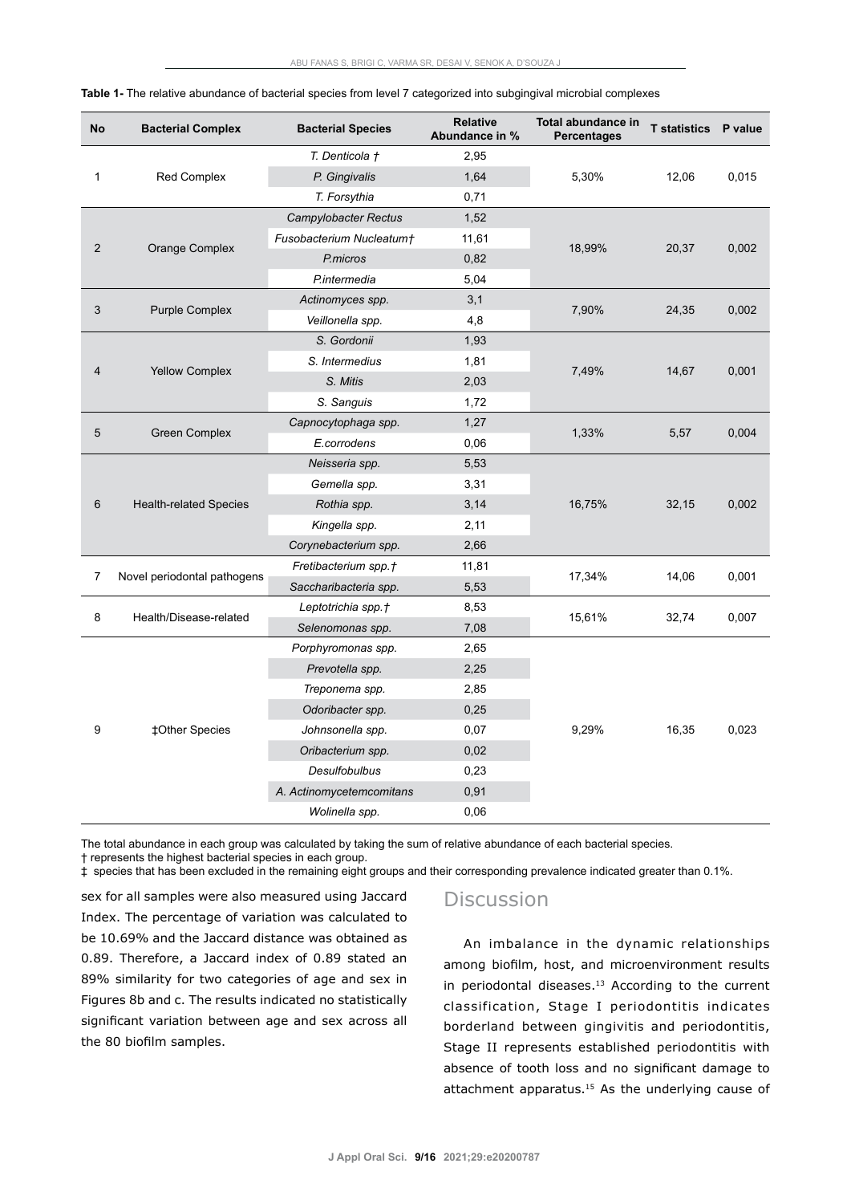**Table 1-** The relative abundance of bacterial species from level 7 categorized into subgingival microbial complexes

| No | Bacterial Complex | Bacterial Species | Relative Abundance in % | Total abundance in Percentages | T statistics | P value |
|---|---|---|---|---|---|---|
| 1 | Red Complex | *T. Denticola †* | 2,95 | 5,30% | 12,06 | 0,015 |
| | | *P. Gingivalis* | 1,64 | | | |
| | | *T. Forsythia* | 0,71 | | | |
| 2 | Orange Complex | *Campylobacter Rectus* | 1,52 | 18,99% | 20,37 | 0,002 |
| | | *Fusobacterium Nucleatum†* | 11,61 | | | |
| | | *P.micros* | 0,82 | | | |
| | | *P.intermedia* | 5,04 | | | |
| 3 | Purple Complex | *Actinomyces spp.* | 3,1 | 7,90% | 24,35 | 0,002 |
| | | *Veillonella spp.* | 4,8 | | | |
| 4 | Yellow Complex | *S. Gordonii* | 1,93 | 7,49% | 14,67 | 0,001 |
| | | *S. Intermedius* | 1,81 | | | |
| | | *S. Mitis* | 2,03 | | | |
| | | *S. Sanguis* | 1,72 | | | |
| 5 | Green Complex | *Capnocytophaga spp.* | 1,27 | 1,33% | 5,57 | 0,004 |
| | | *E.corrodens* | 0,06 | | | |
| 6 | Health-related Species | *Neisseria spp.* | 5,53 | 16,75% | 32,15 | 0,002 |
| | | *Gemella spp.* | 3,31 | | | |
| | | *Rothia spp.* | 3,14 | | | |
| | | *Kingella spp.* | 2,11 | | | |
| | | *Corynebacterium spp.* | 2,66 | | | |
| 7 | Novel periodontal pathogens | *Fretibacterium spp.†* | 11,81 | 17,34% | 14,06 | 0,001 |
| | | *Saccharibacteria spp.* | 5,53 | | | |
| 8 | Health/Disease-related | *Leptotrichia spp.†* | 8,53 | 15,61% | 32,74 | 0,007 |
| | | *Selenomonas spp.* | 7,08 | | | |
| 9 | ‡Other Species | *Porphyromonas spp.* | 2,65 | 9,29% | 16,35 | 0,023 |
| | | *Prevotella spp.* | 2,25 | | | |
| | | *Treponema spp.* | 2,85 | | | |
| | | *Odoribacter spp.* | 0,25 | | | |
| | | *Johnsonella spp.* | 0,07 | | | |
| | | *Oribacterium spp.* | 0,02 | | | |
| | | *Desulfobulbus* | 0,23 | | | |
| | | *A. Actinomycetemcomitans* | 0,91 | | | |
| | | *Wolinella spp.* | 0,06 | | | |

The total abundance in each group was calculated by taking the sum of relative abundance of each bacterial species.
† represents the highest bacterial species in each group.
‡ species that has been excluded in the remaining eight groups and their corresponding prevalence indicated greater than 0.1%.

sex for all samples were also measured using Jaccard Index. The percentage of variation was calculated to be 10.69% and the Jaccard distance was obtained as 0.89. Therefore, a Jaccard index of 0.89 stated an 89% similarity for two categories of age and sex in Figures 8b and c. The results indicated no statistically significant variation between age and sex across all the 80 biofilm samples.

## Discussion

An imbalance in the dynamic relationships among biofilm, host, and microenvironment results in periodontal diseases.[13] According to the current classification, Stage I periodontitis indicates borderland between gingivitis and periodontitis, Stage II represents established periodontitis with absence of tooth loss and no significant damage to attachment apparatus.[15] As the underlying cause of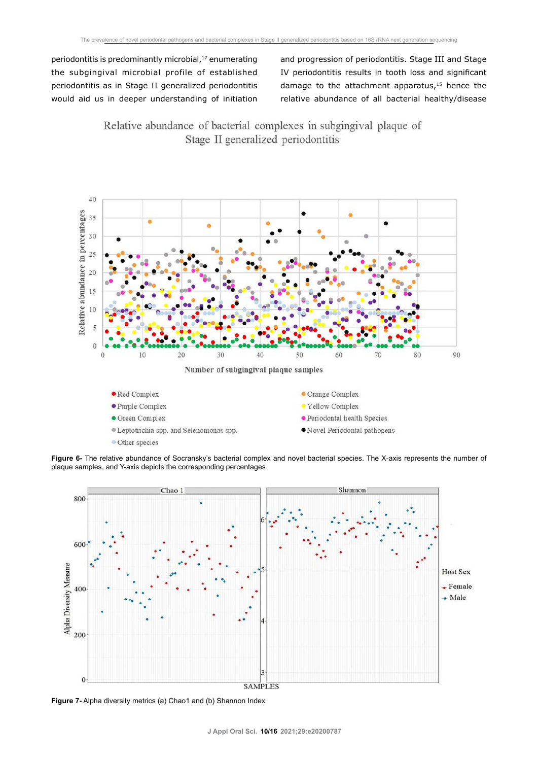periodontitis is predominantly microbial,[17] enumerating the subgingival microbial profile of established periodontitis as in Stage II generalized periodontitis would aid us in deeper understanding of initiation and progression of periodontitis. Stage III and Stage IV periodontitis results in tooth loss and significant damage to the attachment apparatus,[15] hence the relative abundance of all bacterial healthy/disease

**Figure 6-** The relative abundance of Socransky's bacterial complex and novel bacterial species. The X-axis represents the number of plaque samples, and Y-axis depicts the corresponding percentages

**Figure 7-** Alpha diversity metrics (a) Chao1 and (b) Shannon Index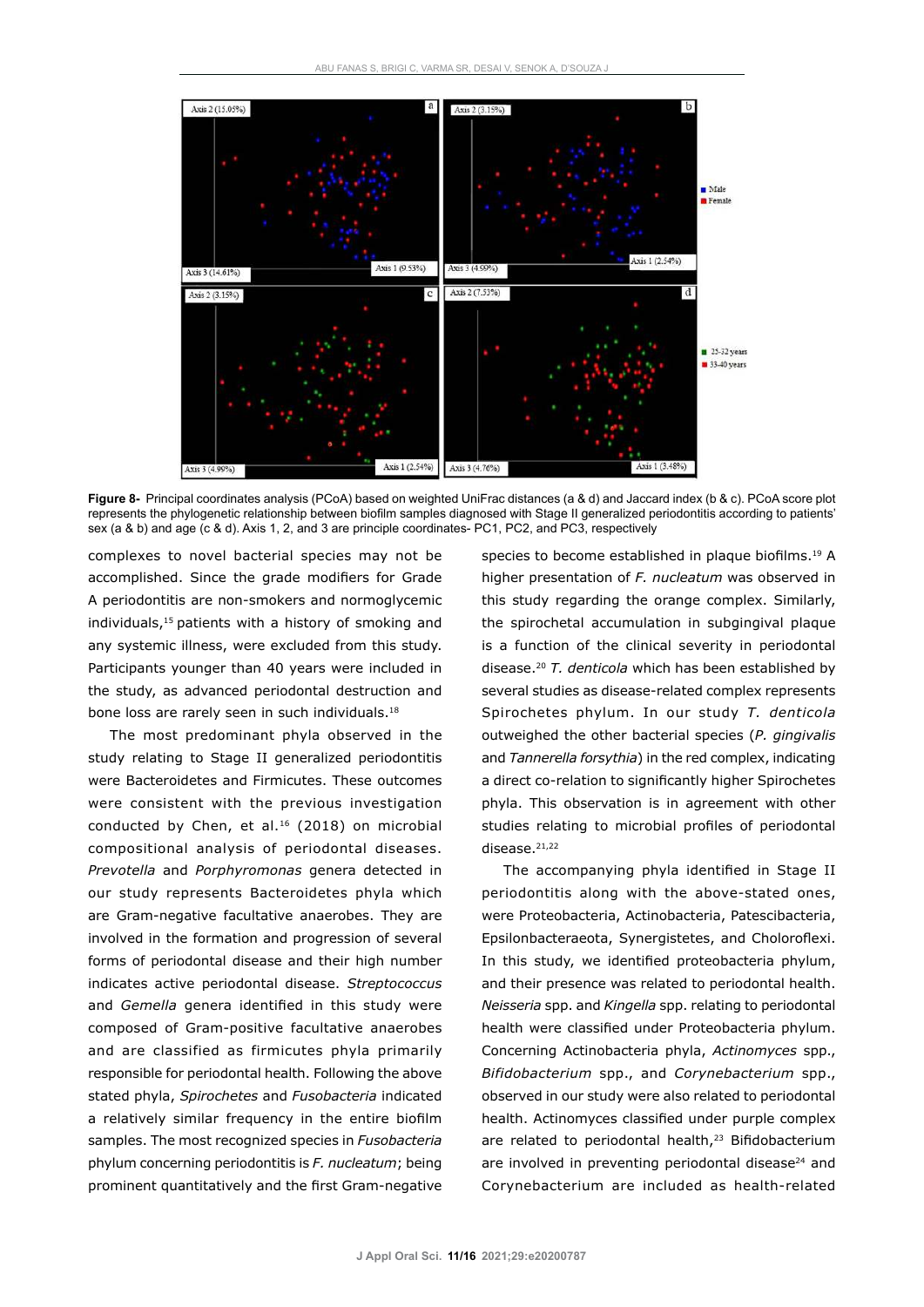**Figure 8-** Principal coordinates analysis (PCoA) based on weighted UniFrac distances (a & d) and Jaccard index (b & c). PCoA score plot represents the phylogenetic relationship between biofilm samples diagnosed with Stage II generalized periodontitis according to patients' sex (a & b) and age (c & d). Axis 1, 2, and 3 are principle coordinates- PC1, PC2, and PC3, respectively

complexes to novel bacterial species may not be accomplished. Since the grade modifiers for Grade A periodontitis are non-smokers and normoglycemic individuals,[15] patients with a history of smoking and any systemic illness, were excluded from this study. Participants younger than 40 years were included in the study, as advanced periodontal destruction and bone loss are rarely seen in such individuals.[18]

The most predominant phyla observed in the study relating to Stage II generalized periodontitis were Bacteroidetes and Firmicutes. These outcomes were consistent with the previous investigation conducted by Chen, et al.[16] (2018) on microbial compositional analysis of periodontal diseases. *Prevotella* and *Porphyromonas* genera detected in our study represents Bacteroidetes phyla which are Gram-negative facultative anaerobes. They are involved in the formation and progression of several forms of periodontal disease and their high number indicates active periodontal disease. *Streptococcus* and *Gemella* genera identified in this study were composed of Gram-positive facultative anaerobes and are classified as firmicutes phyla primarily responsible for periodontal health. Following the above stated phyla, *Spirochetes* and *Fusobacteria* indicated a relatively similar frequency in the entire biofilm samples. The most recognized species in *Fusobacteria* phylum concerning periodontitis is *F. nucleatum*; being prominent quantitatively and the first Gram-negative species to become established in plaque biofilms.[19] A higher presentation of *F. nucleatum* was observed in this study regarding the orange complex. Similarly, the spirochetal accumulation in subgingival plaque is a function of the clinical severity in periodontal disease.[20] *T. denticola* which has been established by several studies as disease-related complex represents Spirochetes phylum. In our study *T. denticola* outweighed the other bacterial species (*P. gingivalis* and *Tannerella forsythia*) in the red complex, indicating a direct co-relation to significantly higher Spirochetes phyla. This observation is in agreement with other studies relating to microbial profiles of periodontal disease.[21,22]

The accompanying phyla identified in Stage II periodontitis along with the above-stated ones, were Proteobacteria, Actinobacteria, Patescibacteria, Epsilonbacteraeota, Synergistetes, and Choloroflexi. In this study, we identified proteobacteria phylum, and their presence was related to periodontal health. *Neisseria* spp. and *Kingella* spp. relating to periodontal health were classified under Proteobacteria phylum. Concerning Actinobacteria phyla, *Actinomyces* spp., *Bifidobacterium* spp., and *Corynebacterium* spp., observed in our study were also related to periodontal health. Actinomyces classified under purple complex are related to periodontal health,[23] Bifidobacterium are involved in preventing periodontal disease[24] and Corynebacterium are included as health-related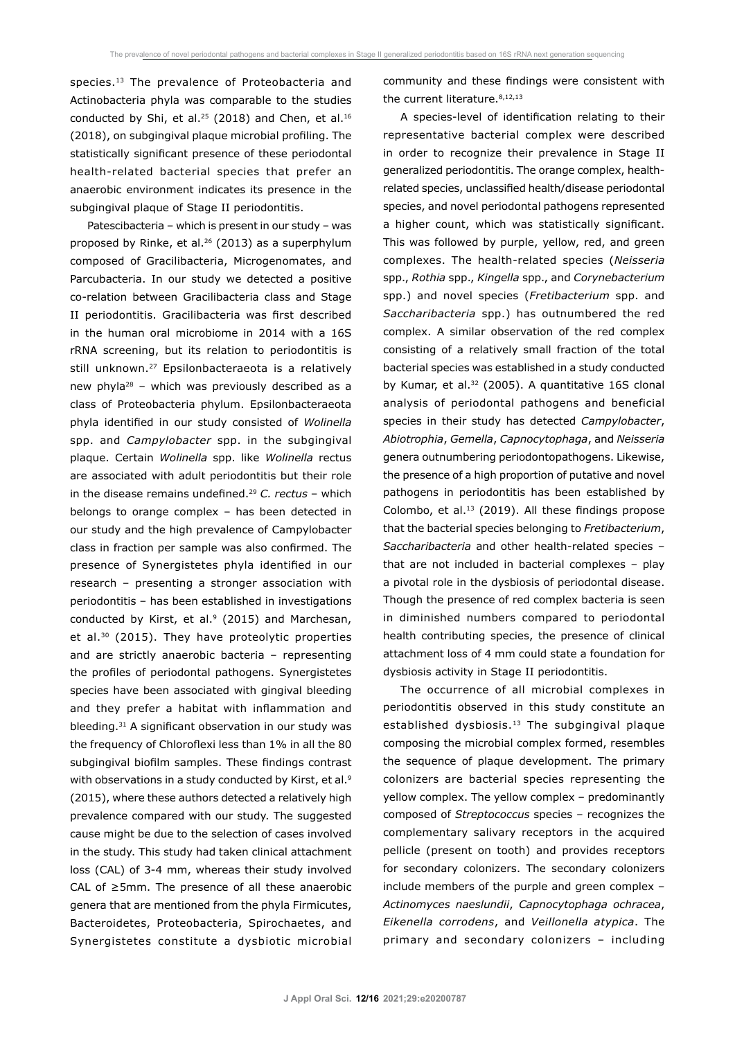species.[13] The prevalence of Proteobacteria and Actinobacteria phyla was comparable to the studies conducted by Shi, et al.[25] (2018) and Chen, et al.[16] (2018), on subgingival plaque microbial profiling. The statistically significant presence of these periodontal health-related bacterial species that prefer an anaerobic environment indicates its presence in the subgingival plaque of Stage II periodontitis.

Patescibacteria – which is present in our study – was proposed by Rinke, et al.[26] (2013) as a superphylum composed of Gracilibacteria, Microgenomates, and Parcubacteria. In our study we detected a positive co-relation between Gracilibacteria class and Stage II periodontitis. Gracilibacteria was first described in the human oral microbiome in 2014 with a 16S rRNA screening, but its relation to periodontitis is still unknown.[27] Epsilonbacteraeota is a relatively new phyla[28] – which was previously described as a class of Proteobacteria phylum. Epsilonbacteraeota phyla identified in our study consisted of *Wolinella* spp. and *Campylobacter* spp. in the subgingival plaque. Certain *Wolinella* spp. like *Wolinella* rectus are associated with adult periodontitis but their role in the disease remains undefined.[29] *C. rectus* – which belongs to orange complex – has been detected in our study and the high prevalence of Campylobacter class in fraction per sample was also confirmed. The presence of Synergistetes phyla identified in our research – presenting a stronger association with periodontitis – has been established in investigations conducted by Kirst, et al.[9] (2015) and Marchesan, et al.[30] (2015). They have proteolytic properties and are strictly anaerobic bacteria – representing the profiles of periodontal pathogens. Synergistetes species have been associated with gingival bleeding and they prefer a habitat with inflammation and bleeding.[31] A significant observation in our study was the frequency of Chloroflexi less than 1% in all the 80 subgingival biofilm samples. These findings contrast with observations in a study conducted by Kirst, et al.[9] (2015), where these authors detected a relatively high prevalence compared with our study. The suggested cause might be due to the selection of cases involved in the study. This study had taken clinical attachment loss (CAL) of 3-4 mm, whereas their study involved CAL of ≥5mm. The presence of all these anaerobic genera that are mentioned from the phyla Firmicutes, Bacteroidetes, Proteobacteria, Spirochaetes, and Synergistetes constitute a dysbiotic microbial community and these findings were consistent with the current literature.[8,12,13]

A species-level of identification relating to their representative bacterial complex were described in order to recognize their prevalence in Stage II generalized periodontitis. The orange complex, health-related species, unclassified health/disease periodontal species, and novel periodontal pathogens represented a higher count, which was statistically significant. This was followed by purple, yellow, red, and green complexes. The health-related species (*Neisseria* spp., *Rothia* spp., *Kingella* spp., and *Corynebacterium* spp.) and novel species (*Fretibacterium* spp. and *Saccharibacteria* spp.) has outnumbered the red complex. A similar observation of the red complex consisting of a relatively small fraction of the total bacterial species was established in a study conducted by Kumar, et al.[32] (2005). A quantitative 16S clonal analysis of periodontal pathogens and beneficial species in their study has detected *Campylobacter*, *Abiotrophia*, *Gemella*, *Capnocytophaga*, and *Neisseria* genera outnumbering periodontopathogens. Likewise, the presence of a high proportion of putative and novel pathogens in periodontitis has been established by Colombo, et al.[13] (2019). All these findings propose that the bacterial species belonging to *Fretibacterium*, *Saccharibacteria* and other health-related species – that are not included in bacterial complexes – play a pivotal role in the dysbiosis of periodontal disease. Though the presence of red complex bacteria is seen in diminished numbers compared to periodontal health contributing species, the presence of clinical attachment loss of 4 mm could state a foundation for dysbiosis activity in Stage II periodontitis.

The occurrence of all microbial complexes in periodontitis observed in this study constitute an established dysbiosis.[13] The subgingival plaque composing the microbial complex formed, resembles the sequence of plaque development. The primary colonizers are bacterial species representing the yellow complex. The yellow complex – predominantly composed of *Streptococcus* species – recognizes the complementary salivary receptors in the acquired pellicle (present on tooth) and provides receptors for secondary colonizers. The secondary colonizers include members of the purple and green complex – *Actinomyces naeslundii*, *Capnocytophaga ochracea*, *Eikenella corrodens*, and *Veillonella atypica*. The primary and secondary colonizers – including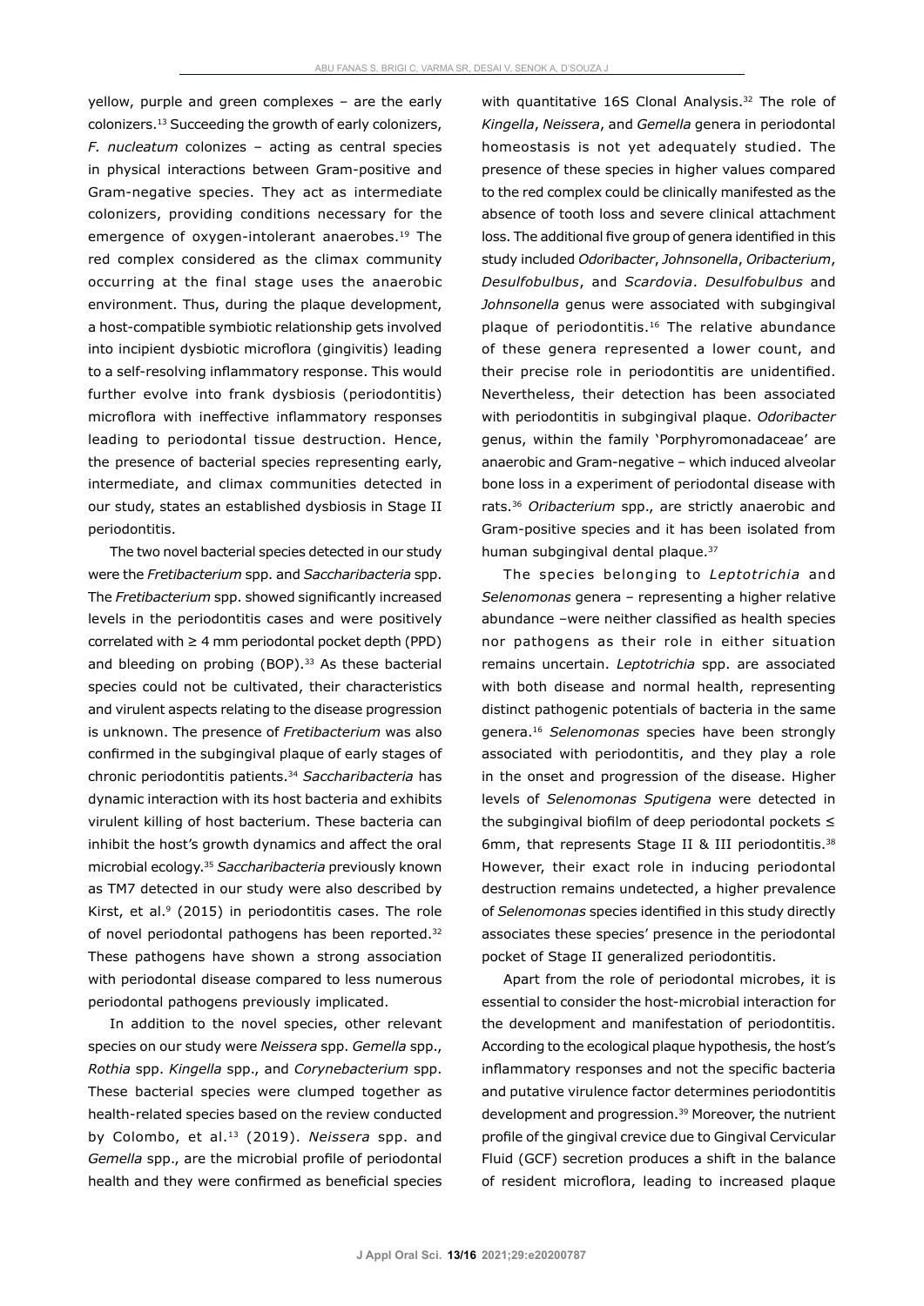yellow, purple and green complexes – are the early colonizers.[13] Succeeding the growth of early colonizers, *F. nucleatum* colonizes – acting as central species in physical interactions between Gram-positive and Gram-negative species. They act as intermediate colonizers, providing conditions necessary for the emergence of oxygen-intolerant anaerobes.[19] The red complex considered as the climax community occurring at the final stage uses the anaerobic environment. Thus, during the plaque development, a host-compatible symbiotic relationship gets involved into incipient dysbiotic microflora (gingivitis) leading to a self-resolving inflammatory response. This would further evolve into frank dysbiosis (periodontitis) microflora with ineffective inflammatory responses leading to periodontal tissue destruction. Hence, the presence of bacterial species representing early, intermediate, and climax communities detected in our study, states an established dysbiosis in Stage II periodontitis.

The two novel bacterial species detected in our study were the *Fretibacterium* spp. and *Saccharibacteria* spp. The *Fretibacterium* spp. showed significantly increased levels in the periodontitis cases and were positively correlated with ≥ 4 mm periodontal pocket depth (PPD) and bleeding on probing (BOP).[33] As these bacterial species could not be cultivated, their characteristics and virulent aspects relating to the disease progression is unknown. The presence of *Fretibacterium* was also confirmed in the subgingival plaque of early stages of chronic periodontitis patients.[34] *Saccharibacteria* has dynamic interaction with its host bacteria and exhibits virulent killing of host bacterium. These bacteria can inhibit the host's growth dynamics and affect the oral microbial ecology.[35] *Saccharibacteria* previously known as TM7 detected in our study were also described by Kirst, et al.[9] (2015) in periodontitis cases. The role of novel periodontal pathogens has been reported.[32] These pathogens have shown a strong association with periodontal disease compared to less numerous periodontal pathogens previously implicated.

In addition to the novel species, other relevant species on our study were *Neissera* spp. *Gemella* spp., *Rothia* spp. *Kingella* spp., and *Corynebacterium* spp. These bacterial species were clumped together as health-related species based on the review conducted by Colombo, et al.[13] (2019). *Neissera* spp. and *Gemella* spp., are the microbial profile of periodontal health and they were confirmed as beneficial species with quantitative 16S Clonal Analysis.[32] The role of *Kingella*, *Neissera*, and *Gemella* genera in periodontal homeostasis is not yet adequately studied. The presence of these species in higher values compared to the red complex could be clinically manifested as the absence of tooth loss and severe clinical attachment loss. The additional five group of genera identified in this study included *Odoribacter*, *Johnsonella*, *Oribacterium*, *Desulfobulbus*, and *Scardovia*. *Desulfobulbus* and *Johnsonella* genus were associated with subgingival plaque of periodontitis.[16] The relative abundance of these genera represented a lower count, and their precise role in periodontitis are unidentified. Nevertheless, their detection has been associated with periodontitis in subgingival plaque. *Odoribacter* genus, within the family 'Porphyromonadaceae' are anaerobic and Gram-negative – which induced alveolar bone loss in a experiment of periodontal disease with rats.[36] *Oribacterium* spp., are strictly anaerobic and Gram-positive species and it has been isolated from human subgingival dental plaque.[37]

The species belonging to *Leptotrichia* and *Selenomonas* genera – representing a higher relative abundance –were neither classified as health species nor pathogens as their role in either situation remains uncertain. *Leptotrichia* spp. are associated with both disease and normal health, representing distinct pathogenic potentials of bacteria in the same genera.[16] *Selenomonas* species have been strongly associated with periodontitis, and they play a role in the onset and progression of the disease. Higher levels of *Selenomonas Sputigena* were detected in the subgingival biofilm of deep periodontal pockets ≤ 6mm, that represents Stage II & III periodontitis.[38] However, their exact role in inducing periodontal destruction remains undetected, a higher prevalence of *Selenomonas* species identified in this study directly associates these species' presence in the periodontal pocket of Stage II generalized periodontitis.

Apart from the role of periodontal microbes, it is essential to consider the host-microbial interaction for the development and manifestation of periodontitis. According to the ecological plaque hypothesis, the host's inflammatory responses and not the specific bacteria and putative virulence factor determines periodontitis development and progression.[39] Moreover, the nutrient profile of the gingival crevice due to Gingival Cervicular Fluid (GCF) secretion produces a shift in the balance of resident microflora, leading to increased plaque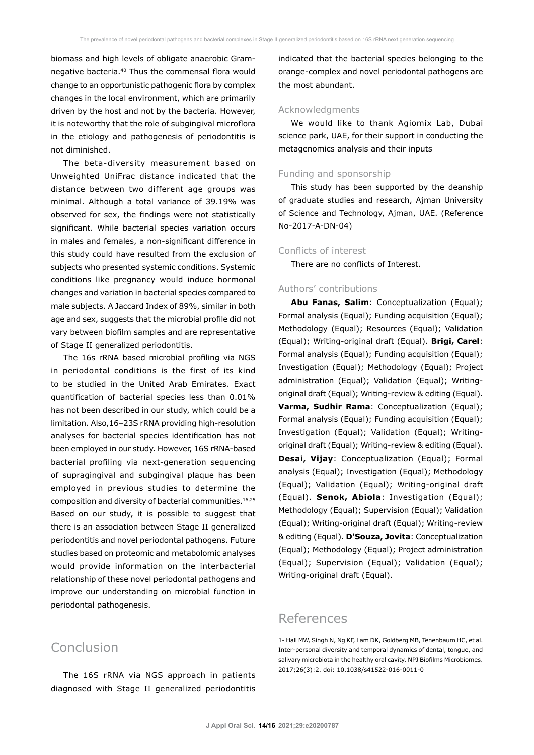biomass and high levels of obligate anaerobic Gram-negative bacteria.[40] Thus the commensal flora would change to an opportunistic pathogenic flora by complex changes in the local environment, which are primarily driven by the host and not by the bacteria. However, it is noteworthy that the role of subgingival microflora in the etiology and pathogenesis of periodontitis is not diminished.

The beta-diversity measurement based on Unweighted UniFrac distance indicated that the distance between two different age groups was minimal. Although a total variance of 39.19% was observed for sex, the findings were not statistically significant. While bacterial species variation occurs in males and females, a non-significant difference in this study could have resulted from the exclusion of subjects who presented systemic conditions. Systemic conditions like pregnancy would induce hormonal changes and variation in bacterial species compared to male subjects. A Jaccard Index of 89%, similar in both age and sex, suggests that the microbial profile did not vary between biofilm samples and are representative of Stage II generalized periodontitis.

The 16s rRNA based microbial profiling via NGS in periodontal conditions is the first of its kind to be studied in the United Arab Emirates. Exact quantification of bacterial species less than 0.01% has not been described in our study, which could be a limitation. Also,16–23S rRNA providing high-resolution analyses for bacterial species identification has not been employed in our study. However, 16S rRNA-based bacterial profiling via next-generation sequencing of supragingival and subgingival plaque has been employed in previous studies to determine the composition and diversity of bacterial communities.[16,25] Based on our study, it is possible to suggest that there is an association between Stage II generalized periodontitis and novel periodontal pathogens. Future studies based on proteomic and metabolomic analyses would provide information on the interbacterial relationship of these novel periodontal pathogens and improve our understanding on microbial function in periodontal pathogenesis.

# Conclusion

The 16S rRNA via NGS approach in patients diagnosed with Stage II generalized periodontitis indicated that the bacterial species belonging to the orange-complex and novel periodontal pathogens are the most abundant.

## Acknowledgments

We would like to thank Agiomix Lab, Dubai science park, UAE, for their support in conducting the metagenomics analysis and their inputs

## Funding and sponsorship

This study has been supported by the deanship of graduate studies and research, Ajman University of Science and Technology, Ajman, UAE. (Reference No-2017-A-DN-04)

## Conflicts of interest

There are no conflicts of Interest.

## Authors' contributions

**Abu Fanas, Salim**: Conceptualization (Equal); Formal analysis (Equal); Funding acquisition (Equal); Methodology (Equal); Resources (Equal); Validation (Equal); Writing-original draft (Equal). **Brigi, Carel**: Formal analysis (Equal); Funding acquisition (Equal); Investigation (Equal); Methodology (Equal); Project administration (Equal); Validation (Equal); Writing-original draft (Equal); Writing-review & editing (Equal). **Varma, Sudhir Rama**: Conceptualization (Equal); Formal analysis (Equal); Funding acquisition (Equal); Investigation (Equal); Validation (Equal); Writing-original draft (Equal); Writing-review & editing (Equal). **Desai, Vijay**: Conceptualization (Equal); Formal analysis (Equal); Investigation (Equal); Methodology (Equal); Validation (Equal); Writing-original draft (Equal). **Senok, Abiola**: Investigation (Equal); Methodology (Equal); Supervision (Equal); Validation (Equal); Writing-original draft (Equal); Writing-review & editing (Equal). **D'Souza, Jovita**: Conceptualization (Equal); Methodology (Equal); Project administration (Equal); Supervision (Equal); Validation (Equal); Writing-original draft (Equal).

# References

1- Hall MW, Singh N, Ng KF, Lam DK, Goldberg MB, Tenenbaum HC, et al. Inter-personal diversity and temporal dynamics of dental, tongue, and salivary microbiota in the healthy oral cavity. NPJ Biofilms Microbiomes. 2017;26(3):2. doi: 10.1038/s41522-016-0011-0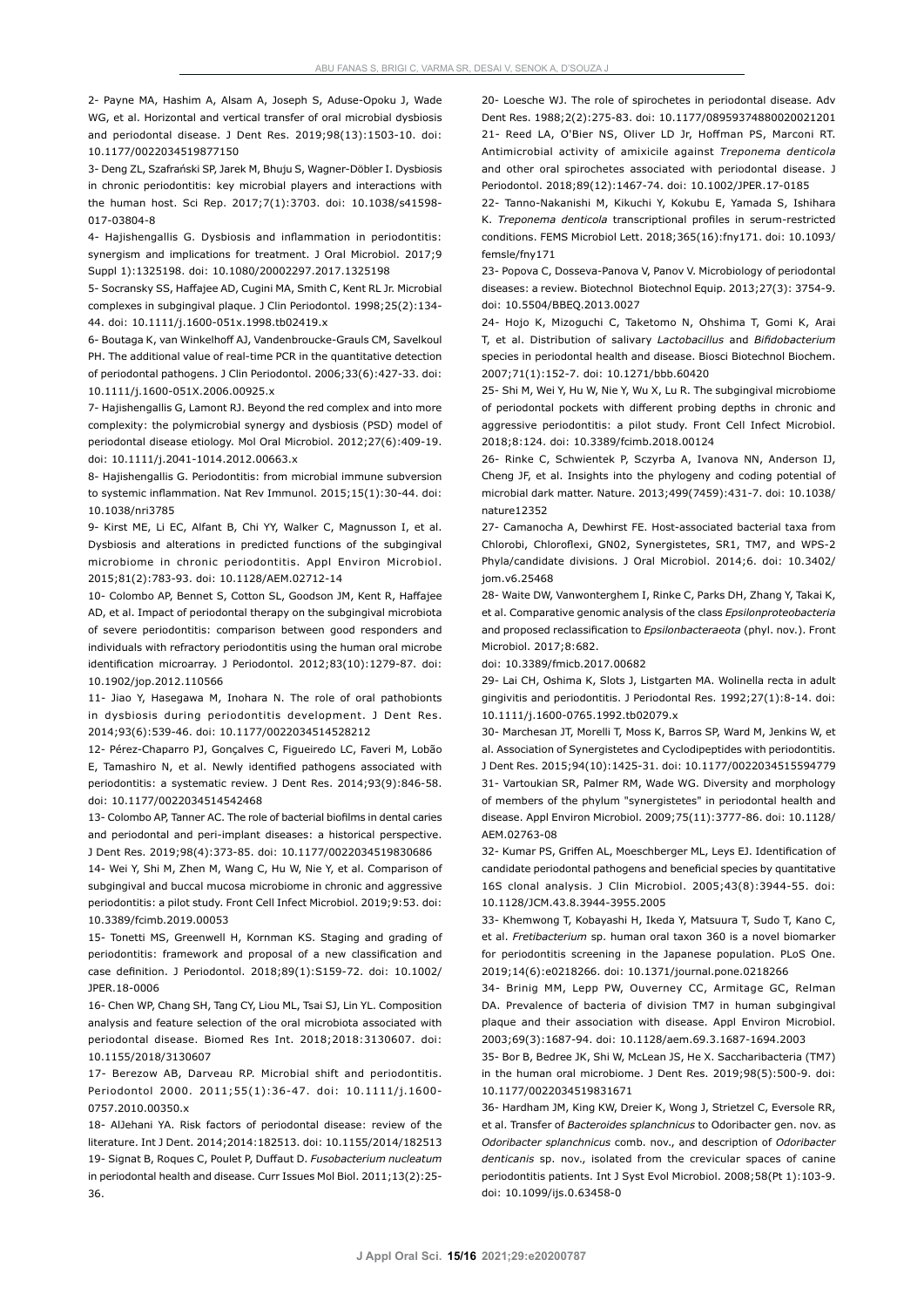2- Payne MA, Hashim A, Alsam A, Joseph S, Aduse-Opoku J, Wade WG, et al. Horizontal and vertical transfer of oral microbial dysbiosis and periodontal disease. J Dent Res. 2019;98(13):1503-10. doi: 10.1177/0022034519877150

3- Deng ZL, Szafrański SP, Jarek M, Bhuju S, Wagner-Döbler I. Dysbiosis in chronic periodontitis: key microbial players and interactions with the human host. Sci Rep. 2017;7(1):3703. doi: 10.1038/s41598-017-03804-8

4- Hajishengallis G. Dysbiosis and inflammation in periodontitis: synergism and implications for treatment. J Oral Microbiol. 2017;9 Suppl 1):1325198. doi: 10.1080/20002297.2017.1325198

5- Socransky SS, Haffajee AD, Cugini MA, Smith C, Kent RL Jr. Microbial complexes in subgingival plaque. J Clin Periodontol. 1998;25(2):134-44. doi: 10.1111/j.1600-051x.1998.tb02419.x

6- Boutaga K, van Winkelhoff AJ, Vandenbroucke-Grauls CM, Savelkoul PH. The additional value of real-time PCR in the quantitative detection of periodontal pathogens. J Clin Periodontol. 2006;33(6):427-33. doi: 10.1111/j.1600-051X.2006.00925.x

7- Hajishengallis G, Lamont RJ. Beyond the red complex and into more complexity: the polymicrobial synergy and dysbiosis (PSD) model of periodontal disease etiology. Mol Oral Microbiol. 2012;27(6):409-19. doi: 10.1111/j.2041-1014.2012.00663.x

8- Hajishengallis G. Periodontitis: from microbial immune subversion to systemic inflammation. Nat Rev Immunol. 2015;15(1):30-44. doi: 10.1038/nri3785

9- Kirst ME, Li EC, Alfant B, Chi YY, Walker C, Magnusson I, et al. Dysbiosis and alterations in predicted functions of the subgingival microbiome in chronic periodontitis. Appl Environ Microbiol. 2015;81(2):783-93. doi: 10.1128/AEM.02712-14

10- Colombo AP, Bennet S, Cotton SL, Goodson JM, Kent R, Haffajee AD, et al. Impact of periodontal therapy on the subgingival microbiota of severe periodontitis: comparison between good responders and individuals with refractory periodontitis using the human oral microbe identification microarray. J Periodontol. 2012;83(10):1279-87. doi: 10.1902/jop.2012.110566

11- Jiao Y, Hasegawa M, Inohara N. The role of oral pathobionts in dysbiosis during periodontitis development. J Dent Res. 2014;93(6):539-46. doi: 10.1177/0022034514528212

12- Pérez-Chaparro PJ, Gonçalves C, Figueiredo LC, Faveri M, Lobão E, Tamashiro N, et al. Newly identified pathogens associated with periodontitis: a systematic review. J Dent Res. 2014;93(9):846-58. doi: 10.1177/0022034514542468

13- Colombo AP, Tanner AC. The role of bacterial biofilms in dental caries and periodontal and peri-implant diseases: a historical perspective. J Dent Res. 2019;98(4):373-85. doi: 10.1177/0022034519830686

14- Wei Y, Shi M, Zhen M, Wang C, Hu W, Nie Y, et al. Comparison of subgingival and buccal mucosa microbiome in chronic and aggressive periodontitis: a pilot study. Front Cell Infect Microbiol. 2019;9:53. doi: 10.3389/fcimb.2019.00053

15- Tonetti MS, Greenwell H, Kornman KS. Staging and grading of periodontitis: framework and proposal of a new classification and case definition. J Periodontol. 2018;89(1):S159-72. doi: 10.1002/JPER.18-0006

16- Chen WP, Chang SH, Tang CY, Liou ML, Tsai SJ, Lin YL. Composition analysis and feature selection of the oral microbiota associated with periodontal disease. Biomed Res Int. 2018;2018:3130607. doi: 10.1155/2018/3130607

17- Berezow AB, Darveau RP. Microbial shift and periodontitis. Periodontol 2000. 2011;55(1):36-47. doi: 10.1111/j.1600-0757.2010.00350.x

18- AlJehani YA. Risk factors of periodontal disease: review of the literature. Int J Dent. 2014;2014:182513. doi: 10.1155/2014/182513

19- Signat B, Roques C, Poulet P, Duffaut D. *Fusobacterium nucleatum* in periodontal health and disease. Curr Issues Mol Biol. 2011;13(2):25-36.

20- Loesche WJ. The role of spirochetes in periodontal disease. Adv Dent Res. 1988;2(2):275-83. doi: 10.1177/08959374880020021201

21- Reed LA, O'Bier NS, Oliver LD Jr, Hoffman PS, Marconi RT. Antimicrobial activity of amixicile against *Treponema denticola* and other oral spirochetes associated with periodontal disease. J Periodontol. 2018;89(12):1467-74. doi: 10.1002/JPER.17-0185

22- Tanno-Nakanishi M, Kikuchi Y, Kokubu E, Yamada S, Ishihara K. *Treponema denticola* transcriptional profiles in serum-restricted conditions. FEMS Microbiol Lett. 2018;365(16):fny171. doi: 10.1093/femsle/fny171

23- Popova C, Dosseva-Panova V, Panov V. Microbiology of periodontal diseases: a review. Biotechnol Biotechnol Equip. 2013;27(3): 3754-9. doi: 10.5504/BBEQ.2013.0027

24- Hojo K, Mizoguchi C, Taketomo N, Ohshima T, Gomi K, Arai T, et al. Distribution of salivary *Lactobacillus* and *Bifidobacterium* species in periodontal health and disease. Biosci Biotechnol Biochem. 2007;71(1):152-7. doi: 10.1271/bbb.60420

25- Shi M, Wei Y, Hu W, Nie Y, Wu X, Lu R. The subgingival microbiome of periodontal pockets with different probing depths in chronic and aggressive periodontitis: a pilot study. Front Cell Infect Microbiol. 2018;8:124. doi: 10.3389/fcimb.2018.00124

26- Rinke C, Schwientek P, Sczyrba A, Ivanova NN, Anderson IJ, Cheng JF, et al. Insights into the phylogeny and coding potential of microbial dark matter. Nature. 2013;499(7459):431-7. doi: 10.1038/nature12352

27- Camanocha A, Dewhirst FE. Host-associated bacterial taxa from Chlorobi, Chloroflexi, GN02, Synergistetes, SR1, TM7, and WPS-2 Phyla/candidate divisions. J Oral Microbiol. 2014;6. doi: 10.3402/jom.v6.25468

28- Waite DW, Vanwonterghem I, Rinke C, Parks DH, Zhang Y, Takai K, et al. Comparative genomic analysis of the class *Epsilonproteobacteria* and proposed reclassification to *Epsilonbacteraeota* (phyl. nov.). Front Microbiol. 2017;8:682.
doi: 10.3389/fmicb.2017.00682

29- Lai CH, Oshima K, Slots J, Listgarten MA. Wolinella recta in adult gingivitis and periodontitis. J Periodontal Res. 1992;27(1):8-14. doi: 10.1111/j.1600-0765.1992.tb02079.x

30- Marchesan JT, Morelli T, Moss K, Barros SP, Ward M, Jenkins W, et al. Association of Synergistetes and Cyclodipeptides with periodontitis. J Dent Res. 2015;94(10):1425-31. doi: 10.1177/0022034515594779

31- Vartoukian SR, Palmer RM, Wade WG. Diversity and morphology of members of the phylum "synergistetes" in periodontal health and disease. Appl Environ Microbiol. 2009;75(11):3777-86. doi: 10.1128/AEM.02763-08

32- Kumar PS, Griffen AL, Moeschberger ML, Leys EJ. Identification of candidate periodontal pathogens and beneficial species by quantitative 16S clonal analysis. J Clin Microbiol. 2005;43(8):3944-55. doi: 10.1128/JCM.43.8.3944-3955.2005

33- Khemwong T, Kobayashi H, Ikeda Y, Matsuura T, Sudo T, Kano C, et al. *Fretibacterium* sp. human oral taxon 360 is a novel biomarker for periodontitis screening in the Japanese population. PLoS One. 2019;14(6):e0218266. doi: 10.1371/journal.pone.0218266

34- Brinig MM, Lepp PW, Ouverney CC, Armitage GC, Relman DA. Prevalence of bacteria of division TM7 in human subgingival plaque and their association with disease. Appl Environ Microbiol. 2003;69(3):1687-94. doi: 10.1128/aem.69.3.1687-1694.2003

35- Bor B, Bedree JK, Shi W, McLean JS, He X. Saccharibacteria (TM7) in the human oral microbiome. J Dent Res. 2019;98(5):500-9. doi: 10.1177/0022034519831671

36- Hardham JM, King KW, Dreier K, Wong J, Strietzel C, Eversole RR, et al. Transfer of *Bacteroides splanchnicus* to Odoribacter gen. nov. as *Odoribacter splanchnicus* comb. nov., and description of *Odoribacter denticanis* sp. nov., isolated from the crevicular spaces of canine periodontitis patients. Int J Syst Evol Microbiol. 2008;58(Pt 1):103-9. doi: 10.1099/ijs.0.63458-0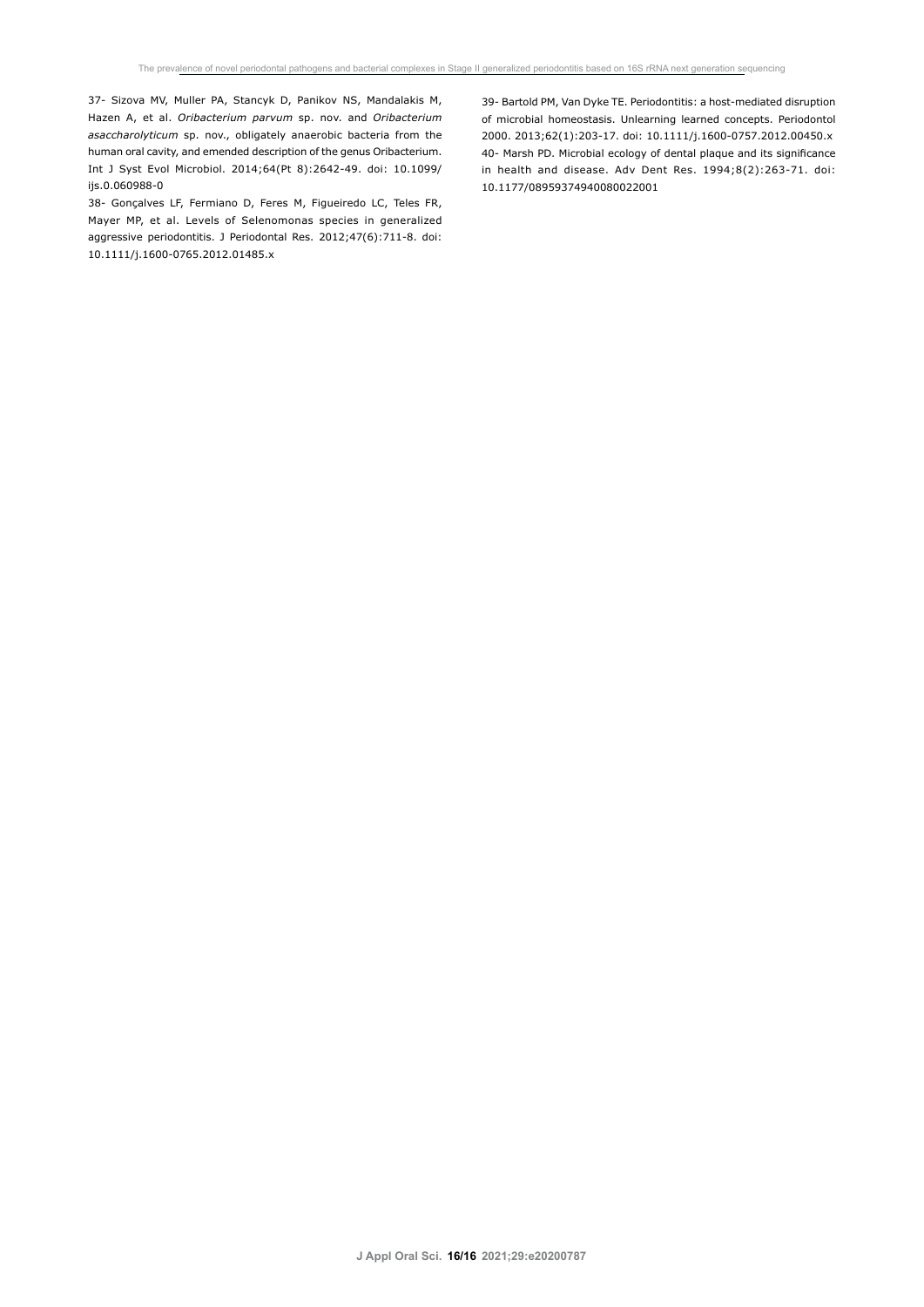37- Sizova MV, Muller PA, Stancyk D, Panikov NS, Mandalakis M, Hazen A, et al. *Oribacterium parvum* sp. nov. and *Oribacterium asaccharolyticum* sp. nov., obligately anaerobic bacteria from the human oral cavity, and emended description of the genus Oribacterium. Int J Syst Evol Microbiol. 2014;64(Pt 8):2642-49. doi: 10.1099/ijs.0.060988-0

38- Gonçalves LF, Fermiano D, Feres M, Figueiredo LC, Teles FR, Mayer MP, et al. Levels of Selenomonas species in generalized aggressive periodontitis. J Periodontal Res. 2012;47(6):711-8. doi: 10.1111/j.1600-0765.2012.01485.x

39- Bartold PM, Van Dyke TE. Periodontitis: a host-mediated disruption of microbial homeostasis. Unlearning learned concepts. Periodontol 2000. 2013;62(1):203-17. doi: 10.1111/j.1600-0757.2012.00450.x

40- Marsh PD. Microbial ecology of dental plaque and its significance in health and disease. Adv Dent Res. 1994;8(2):263-71. doi: 10.1177/08959374940080022001